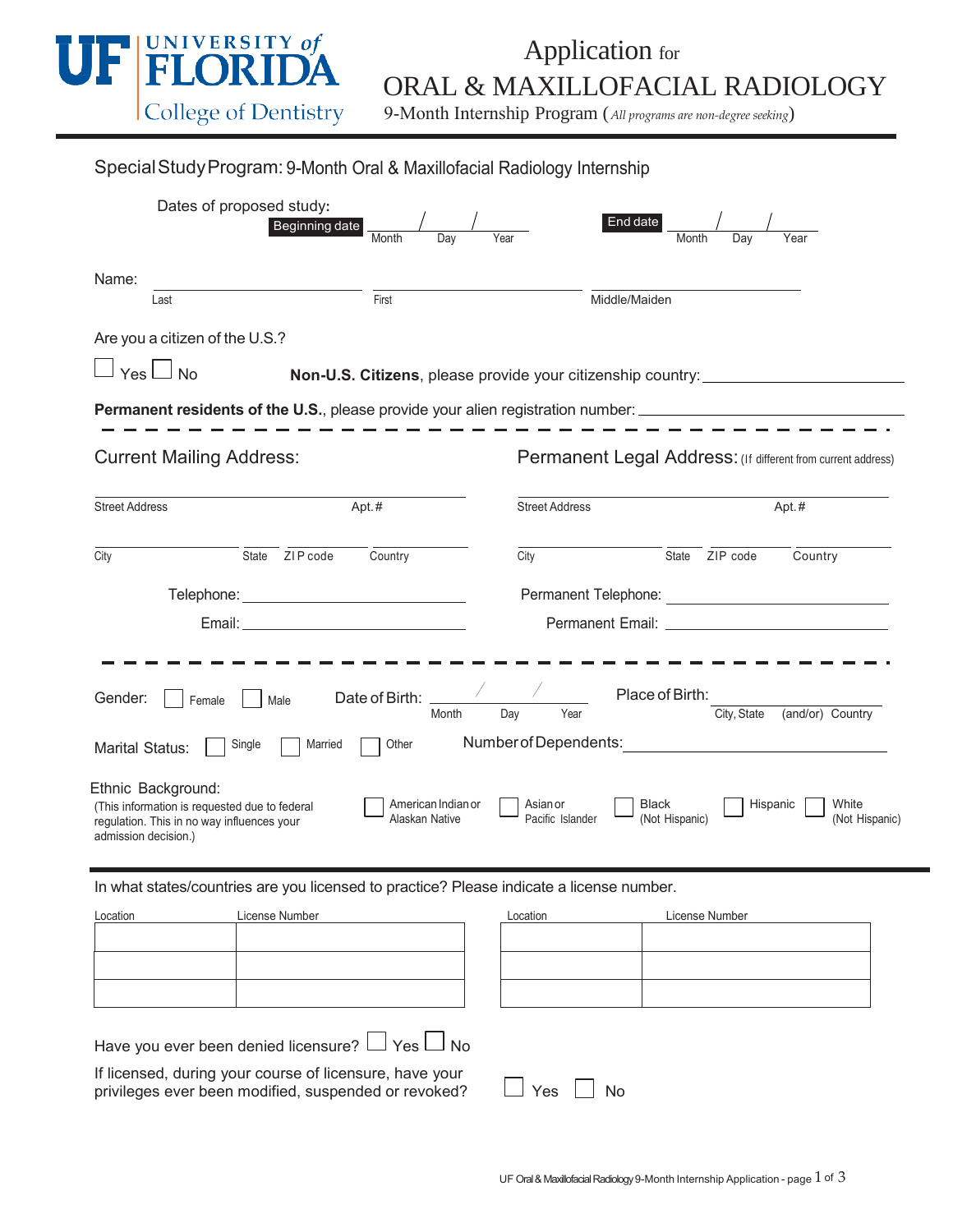UF UNIVERSITY of FLORIDA
College of Dentistry

# Application for ORAL & MAXILLOFACIAL RADIOLOGY

9-Month Internship Program (*All programs are non-degree seeking*)

## Special Study Program: 9-Month Oral & Maxillofacial Radiology Internship

Dates of proposed study:

Beginning date ______ / ______ / ______ (Month / Day / Year)

End date ______ / ______ / ______ (Month / Day / Year)

Name: ____________________ ____________________ ____________________
Last / First / Middle/Maiden

Are you a citizen of the U.S.?

☐ Yes ☐ No **Non-U.S. Citizens**, please provide your citizenship country: ____________________

**Permanent residents of the U.S.**, please provide your alien registration number: ____________________

---

**Current Mailing Address:**

Street Address ____________________ Apt.# ______

City ______ State ______ ZIP code ______ Country ______

Telephone: ____________________

Email: ____________________

**Permanent Legal Address:** (If different from current address)

Street Address ____________________ Apt.# ______

City ______ State ______ ZIP code ______ Country ______

Permanent Telephone: ____________________

Permanent Email: ____________________

---

Gender: ☐ Female ☐ Male

Date of Birth: ______ / ______ / ______ (Month / Day / Year)

Place of Birth: ____________________ (City, State (and/or) Country)

Marital Status: ☐ Single ☐ Married ☐ Other

Number of Dependents: ____________________

Ethnic Background:
(This information is requested due to federal regulation. This in no way influences your admission decision.)

☐ American Indian or Alaskan Native ☐ Asian or Pacific Islander ☐ Black (Not Hispanic) ☐ Hispanic ☐ White (Not Hispanic)

---

In what states/countries are you licensed to practice? Please indicate a license number.

| Location | License Number |
|---|---|
| | |
| | |
| | |

| Location | License Number |
|---|---|
| | |
| | |
| | |

Have you ever been denied licensure? ☐ Yes ☐ No

If licensed, during your course of licensure, have your privileges ever been modified, suspended or revoked? ☐ Yes ☐ No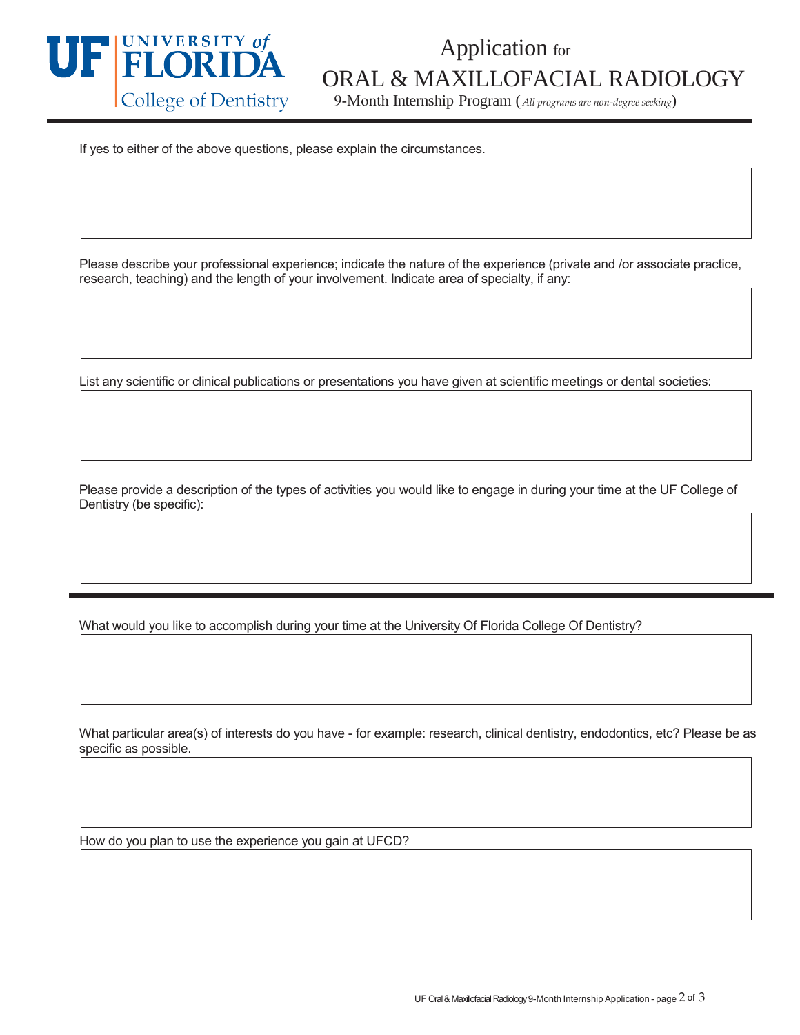If yes to either of the above questions, please explain the circumstances.

Please describe your professional experience; indicate the nature of the experience (private and /or associate practice, research, teaching) and the length of your involvement. Indicate area of specialty, if any:

List any scientific or clinical publications or presentations you have given at scientific meetings or dental societies:

Please provide a description of the types of activities you would like to engage in during your time at the UF College of Dentistry (be specific):

---

What would you like to accomplish during your time at the University Of Florida College Of Dentistry?

What particular area(s) of interests do you have - for example: research, clinical dentistry, endodontics, etc? Please be as specific as possible.

How do you plan to use the experience you gain at UFCD?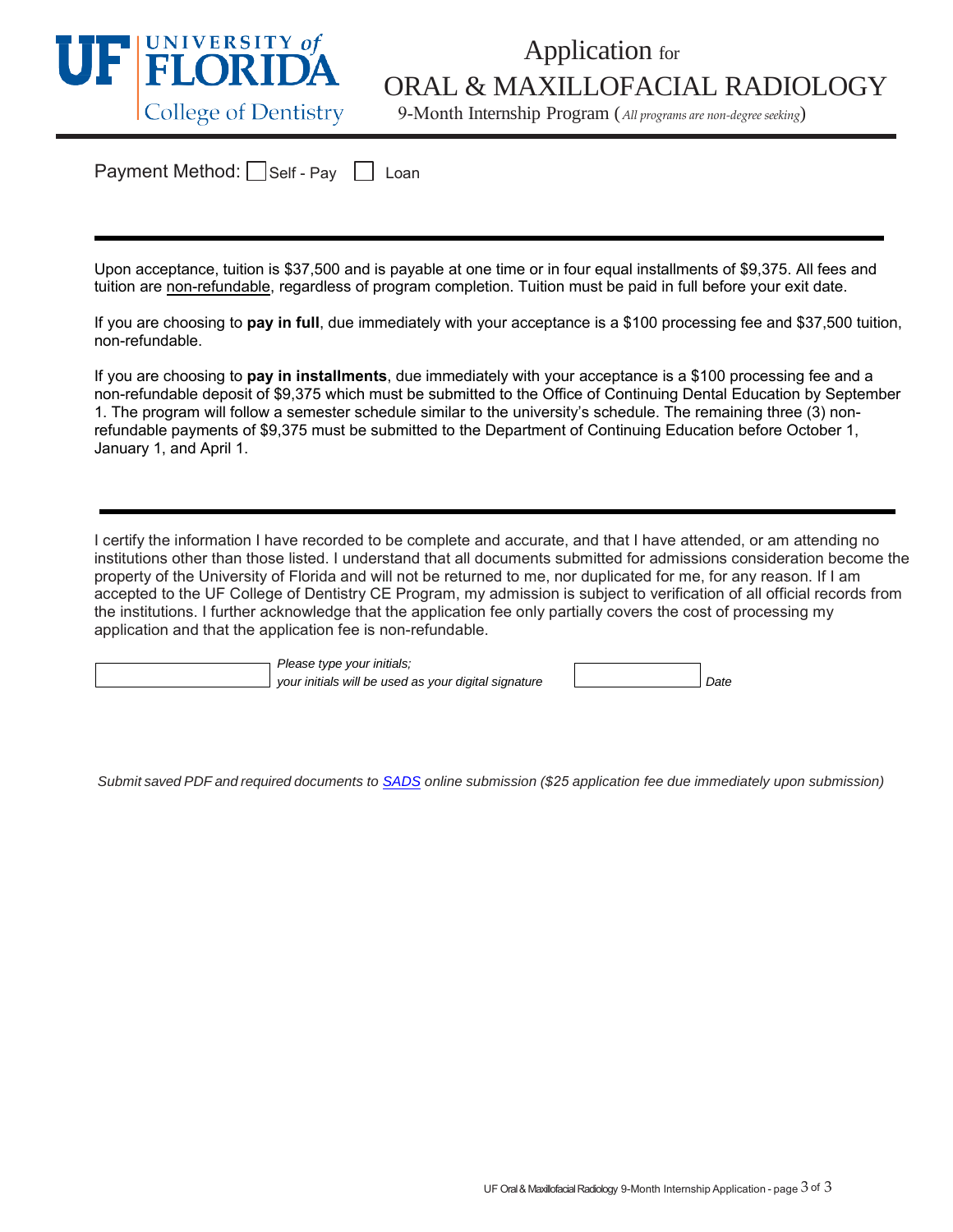UF UNIVERSITY of FLORIDA College of Dentistry

# Application for ORAL & MAXILLOFACIAL RADIOLOGY

9-Month Internship Program (*All programs are non-degree seeking*)

Payment Method: ☐ Self - Pay ☐ Loan

---

Upon acceptance, tuition is $37,500 and is payable at one time or in four equal installments of $9,375. All fees and tuition are non-refundable, regardless of program completion. Tuition must be paid in full before your exit date.

If you are choosing to **pay in full**, due immediately with your acceptance is a $100 processing fee and $37,500 tuition, non-refundable.

If you are choosing to **pay in installments**, due immediately with your acceptance is a $100 processing fee and a non-refundable deposit of $9,375 which must be submitted to the Office of Continuing Dental Education by September 1. The program will follow a semester schedule similar to the university's schedule. The remaining three (3) non-refundable payments of $9,375 must be submitted to the Department of Continuing Education before October 1, January 1, and April 1.

---

I certify the information I have recorded to be complete and accurate, and that I have attended, or am attending no institutions other than those listed. I understand that all documents submitted for admissions consideration become the property of the University of Florida and will not be returned to me, nor duplicated for me, for any reason. If I am accepted to the UF College of Dentistry CE Program, my admission is subject to verification of all official records from the institutions. I further acknowledge that the application fee only partially covers the cost of processing my application and that the application fee is non-refundable.

________________ *Please type your initials; your initials will be used as your digital signature* ________________ *Date*

*Submit saved PDF and required documents to SADS online submission ($25 application fee due immediately upon submission)*